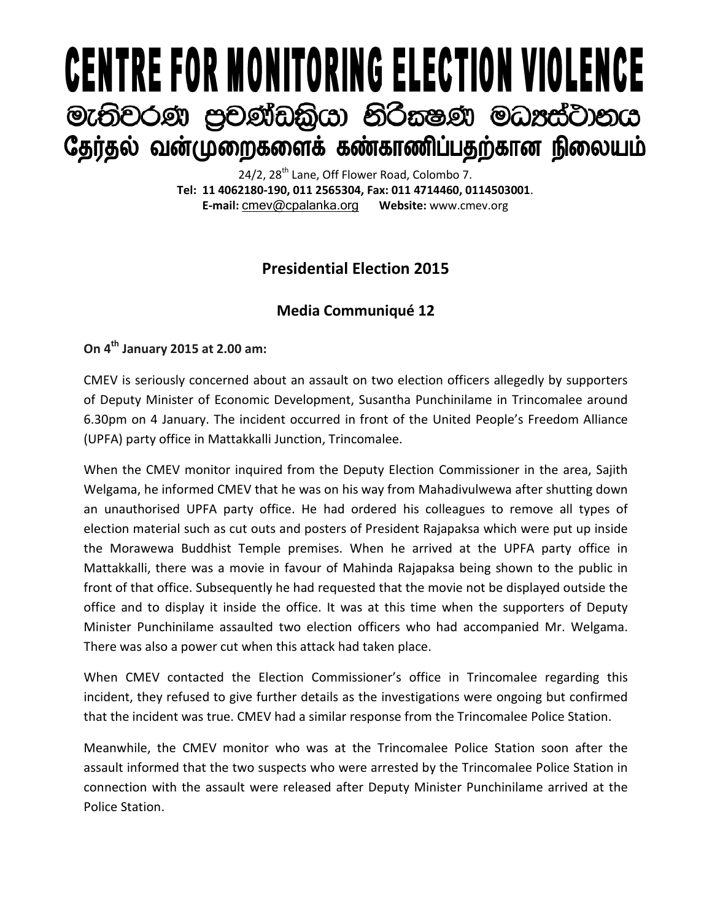# CENTRE FOR MONITORING ELECTION VIOLENCE

# මැතිවරණ ප්‍රචණ්ඩත්‍රියා නිරීක්ෂණ මධ්‍යස්ථානය

# தேர்தல் வன்முறைகளைக் கண்காணிப்பதற்கான நிலையம்

24/2, 28th Lane, Off Flower Road, Colombo 7.
**Tel: 11 4062180-190, 011 2565304, Fax: 011 4714460, 0114503001**.
**E-mail:** cmev@cpalanka.org **Website:** www.cmev.org

## Presidential Election 2015

### Media Communiqué 12

**On 4th January 2015 at 2.00 am:**

CMEV is seriously concerned about an assault on two election officers allegedly by supporters of Deputy Minister of Economic Development, Susantha Punchinilame in Trincomalee around 6.30pm on 4 January. The incident occurred in front of the United People's Freedom Alliance (UPFA) party office in Mattakkalli Junction, Trincomalee.

When the CMEV monitor inquired from the Deputy Election Commissioner in the area, Sajith Welgama, he informed CMEV that he was on his way from Mahadivulwewa after shutting down an unauthorised UPFA party office. He had ordered his colleagues to remove all types of election material such as cut outs and posters of President Rajapaksa which were put up inside the Morawewa Buddhist Temple premises. When he arrived at the UPFA party office in Mattakkalli, there was a movie in favour of Mahinda Rajapaksa being shown to the public in front of that office. Subsequently he had requested that the movie not be displayed outside the office and to display it inside the office. It was at this time when the supporters of Deputy Minister Punchinilame assaulted two election officers who had accompanied Mr. Welgama. There was also a power cut when this attack had taken place.

When CMEV contacted the Election Commissioner's office in Trincomalee regarding this incident, they refused to give further details as the investigations were ongoing but confirmed that the incident was true. CMEV had a similar response from the Trincomalee Police Station.

Meanwhile, the CMEV monitor who was at the Trincomalee Police Station soon after the assault informed that the two suspects who were arrested by the Trincomalee Police Station in connection with the assault were released after Deputy Minister Punchinilame arrived at the Police Station.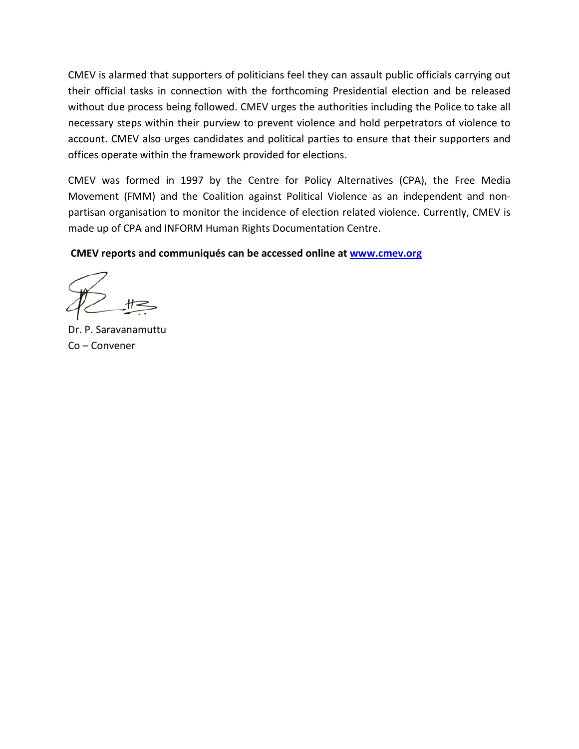CMEV is alarmed that supporters of politicians feel they can assault public officials carrying out their official tasks in connection with the forthcoming Presidential election and be released without due process being followed. CMEV urges the authorities including the Police to take all necessary steps within their purview to prevent violence and hold perpetrators of violence to account. CMEV also urges candidates and political parties to ensure that their supporters and offices operate within the framework provided for elections.

CMEV was formed in 1997 by the Centre for Policy Alternatives (CPA), the Free Media Movement (FMM) and the Coalition against Political Violence as an independent and non-partisan organisation to monitor the incidence of election related violence. Currently, CMEV is made up of CPA and INFORM Human Rights Documentation Centre.

**CMEV reports and communiqués can be accessed online at [www.cmev.org](http://www.cmev.org)**

Dr. P. Saravanamuttu
Co – Convener